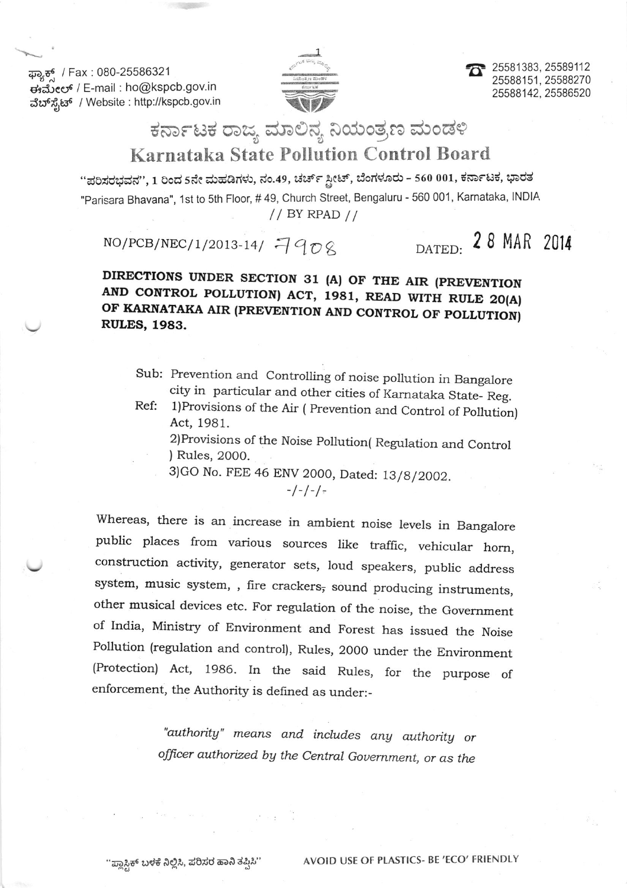ಫ್ಯಾಕ್ಸ್ / Fax : 080-25586321
ಈಮೇಲ್ / E-mail : ho@kspcb.gov.in
ವೆಬ್‌ಸೈಟ್ / Website : http://kspcb.gov.in

25581383, 25589112
25588151, 25588270
25588142, 25586520

# ಕರ್ನಾಟಕ ರಾಜ್ಯ ಮಾಲಿನ್ಯ ನಿಯಂತ್ರಣ ಮಂಡಳಿ
# Karnataka State Pollution Control Board

"ಪರಿಸರಭವನ", 1 ರಿಂದ 5ನೇ ಮಹಡಿಗಳು, ನಂ.49, ಚರ್ಚ್ ಸ್ಟ್ರೀಟ್, ಬೆಂಗಳೂರು - 560 001, ಕರ್ನಾಟಕ, ಭಾರತ
"Parisara Bhavana", 1st to 5th Floor, # 49, Church Street, Bengaluru - 560 001, Karnataka, INDIA

// BY RPAD //

NO/PCB/NEC/1/2013-14/ 7908 DATED: 28 MAR 2014

**DIRECTIONS UNDER SECTION 31 (A) OF THE AIR (PREVENTION AND CONTROL POLLUTION) ACT, 1981, READ WITH RULE 20(A) OF KARNATAKA AIR (PREVENTION AND CONTROL OF POLLUTION) RULES, 1983.**

Sub: Prevention and Controlling of noise pollution in Bangalore city in particular and other cities of Karnataka State- Reg.

Ref: 1)Provisions of the Air ( Prevention and Control of Pollution) Act, 1981.
2)Provisions of the Noise Pollution( Regulation and Control ) Rules, 2000.
3)GO No. FEE 46 ENV 2000, Dated: 13/8/2002.

-/-/-/-

Whereas, there is an increase in ambient noise levels in Bangalore public places from various sources like traffic, vehicular horn, construction activity, generator sets, loud speakers, public address system, music system, , fire crackers, sound producing instruments, other musical devices etc. For regulation of the noise, the Government of India, Ministry of Environment and Forest has issued the Noise Pollution (regulation and control), Rules, 2000 under the Environment (Protection) Act, 1986. In the said Rules, for the purpose of enforcement, the Authority is defined as under:-

> *"authority" means and includes any authority or officer authorized by the Central Government, or as the*

"ಪ್ಲಾಸ್ಟಿಕ್ ಬಳಕೆ ನಿಲ್ಲಿಸಿ, ಪರಿಸರ ಹಾನಿ ತಪ್ಪಿಸಿ" AVOID USE OF PLASTICS- BE 'ECO' FRIENDLY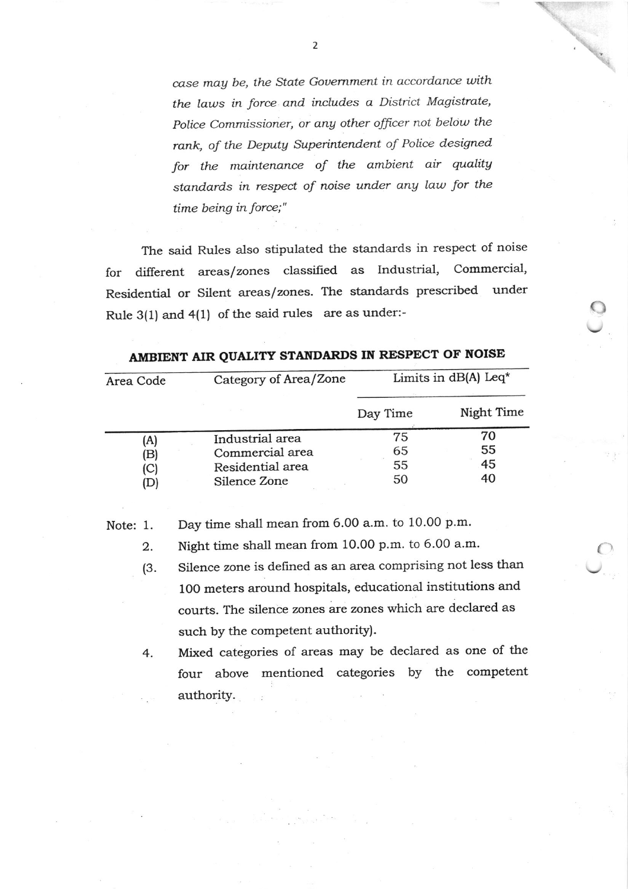*case may be, the State Government in accordance with the laws in force and includes a District Magistrate, Police Commissioner, or any other officer not below the rank, of the Deputy Superintendent of Police designed for the maintenance of the ambient air quality standards in respect of noise under any law for the time being in force;"*

The said Rules also stipulated the standards in respect of noise for different areas/zones classified as Industrial, Commercial, Residential or Silent areas/zones. The standards prescribed under Rule 3(1) and 4(1) of the said rules are as under:-

**AMBIENT AIR QUALITY STANDARDS IN RESPECT OF NOISE**

| Area Code | Category of Area/Zone | Limits in dB(A) Leq* | |
|---|---|---|---|
| | | Day Time | Night Time |
| (A) | Industrial area | 75 | 70 |
| (B) | Commercial area | 65 | 55 |
| (C) | Residential area | 55 | 45 |
| (D) | Silence Zone | 50 | 40 |

Note: 1. Day time shall mean from 6.00 a.m. to 10.00 p.m.

2. Night time shall mean from 10.00 p.m. to 6.00 a.m.

(3. Silence zone is defined as an area comprising not less than 100 meters around hospitals, educational institutions and courts. The silence zones are zones which are declared as such by the competent authority).

4. Mixed categories of areas may be declared as one of the four above mentioned categories by the competent authority.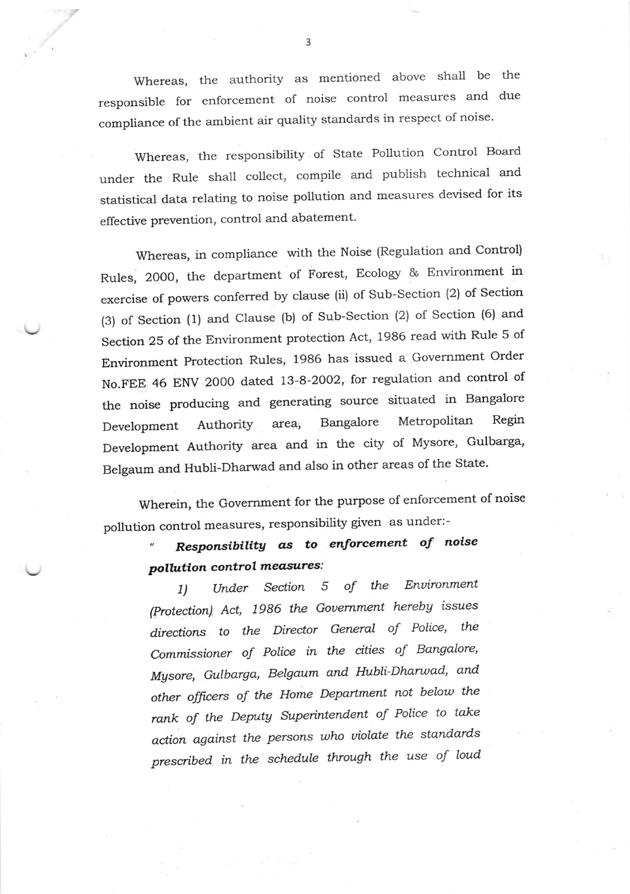Whereas, the authority as mentioned above shall be the responsible for enforcement of noise control measures and due compliance of the ambient air quality standards in respect of noise.

Whereas, the responsibility of State Pollution Control Board under the Rule shall collect, compile and publish technical and statistical data relating to noise pollution and measures devised for its effective prevention, control and abatement.

Whereas, in compliance with the Noise (Regulation and Control) Rules, 2000, the department of Forest, Ecology & Environment in exercise of powers conferred by clause (ii) of Sub-Section (2) of Section (3) of Section (1) and Clause (b) of Sub-Section (2) of Section (6) and Section 25 of the Environment protection Act, 1986 read with Rule 5 of Environment Protection Rules, 1986 has issued a Government Order No.FEE 46 ENV 2000 dated 13-8-2002, for regulation and control of the noise producing and generating source situated in Bangalore Development Authority area, Bangalore Metropolitan Regin Development Authority area and in the city of Mysore, Gulbarga, Belgaum and Hubli-Dharwad and also in other areas of the State.

Wherein, the Government for the purpose of enforcement of noise pollution control measures, responsibility given as under:-

> " ***Responsibility as to enforcement of noise pollution control measures:***
>
> *1) Under Section 5 of the Environment (Protection) Act, 1986 the Government hereby issues directions to the Director General of Police, the Commissioner of Police in the cities of Bangalore, Mysore, Gulbarga, Belgaum and Hubli-Dharwad, and other officers of the Home Department not below the rank of the Deputy Superintendent of Police to take action against the persons who violate the standards prescribed in the schedule through the use of loud*